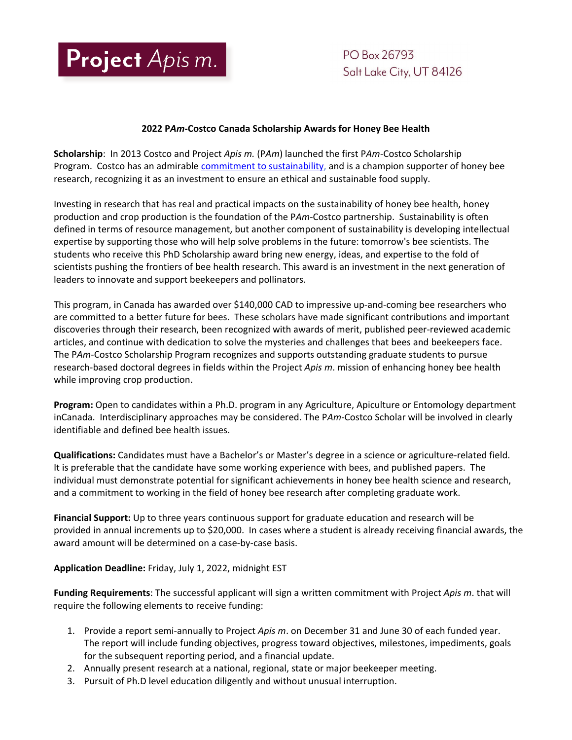Project *Apis m.*

PO Box 26793
Salt Lake City, UT 84126

## 2022 P*Am*-Costco Canada Scholarship Awards for Honey Bee Health

**Scholarship**: In 2013 Costco and Project *Apis m.* (P*Am*) launched the first P*Am*-Costco Scholarship Program. Costco has an admirable [commitment to sustainability](), and is a champion supporter of honey bee research, recognizing it as an investment to ensure an ethical and sustainable food supply.

Investing in research that has real and practical impacts on the sustainability of honey bee health, honey production and crop production is the foundation of the P*Am*-Costco partnership. Sustainability is often defined in terms of resource management, but another component of sustainability is developing intellectual expertise by supporting those who will help solve problems in the future: tomorrow's bee scientists. The students who receive this PhD Scholarship award bring new energy, ideas, and expertise to the fold of scientists pushing the frontiers of bee health research. This award is an investment in the next generation of leaders to innovate and support beekeepers and pollinators.

This program, in Canada has awarded over $140,000 CAD to impressive up-and-coming bee researchers who are committed to a better future for bees. These scholars have made significant contributions and important discoveries through their research, been recognized with awards of merit, published peer-reviewed academic articles, and continue with dedication to solve the mysteries and challenges that bees and beekeepers face. The P*Am*-Costco Scholarship Program recognizes and supports outstanding graduate students to pursue research-based doctoral degrees in fields within the Project *Apis m*. mission of enhancing honey bee health while improving crop production.

**Program:** Open to candidates within a Ph.D. program in any Agriculture, Apiculture or Entomology department inCanada. Interdisciplinary approaches may be considered. The P*Am*-Costco Scholar will be involved in clearly identifiable and defined bee health issues.

**Qualifications:** Candidates must have a Bachelor's or Master's degree in a science or agriculture-related field. It is preferable that the candidate have some working experience with bees, and published papers. The individual must demonstrate potential for significant achievements in honey bee health science and research, and a commitment to working in the field of honey bee research after completing graduate work.

**Financial Support:** Up to three years continuous support for graduate education and research will be provided in annual increments up to $20,000. In cases where a student is already receiving financial awards, the award amount will be determined on a case-by-case basis.

**Application Deadline:** Friday, July 1, 2022, midnight EST

**Funding Requirements**: The successful applicant will sign a written commitment with Project *Apis m*. that will require the following elements to receive funding:

1. Provide a report semi-annually to Project *Apis m*. on December 31 and June 30 of each funded year. The report will include funding objectives, progress toward objectives, milestones, impediments, goals for the subsequent reporting period, and a financial update.
2. Annually present research at a national, regional, state or major beekeeper meeting.
3. Pursuit of Ph.D level education diligently and without unusual interruption.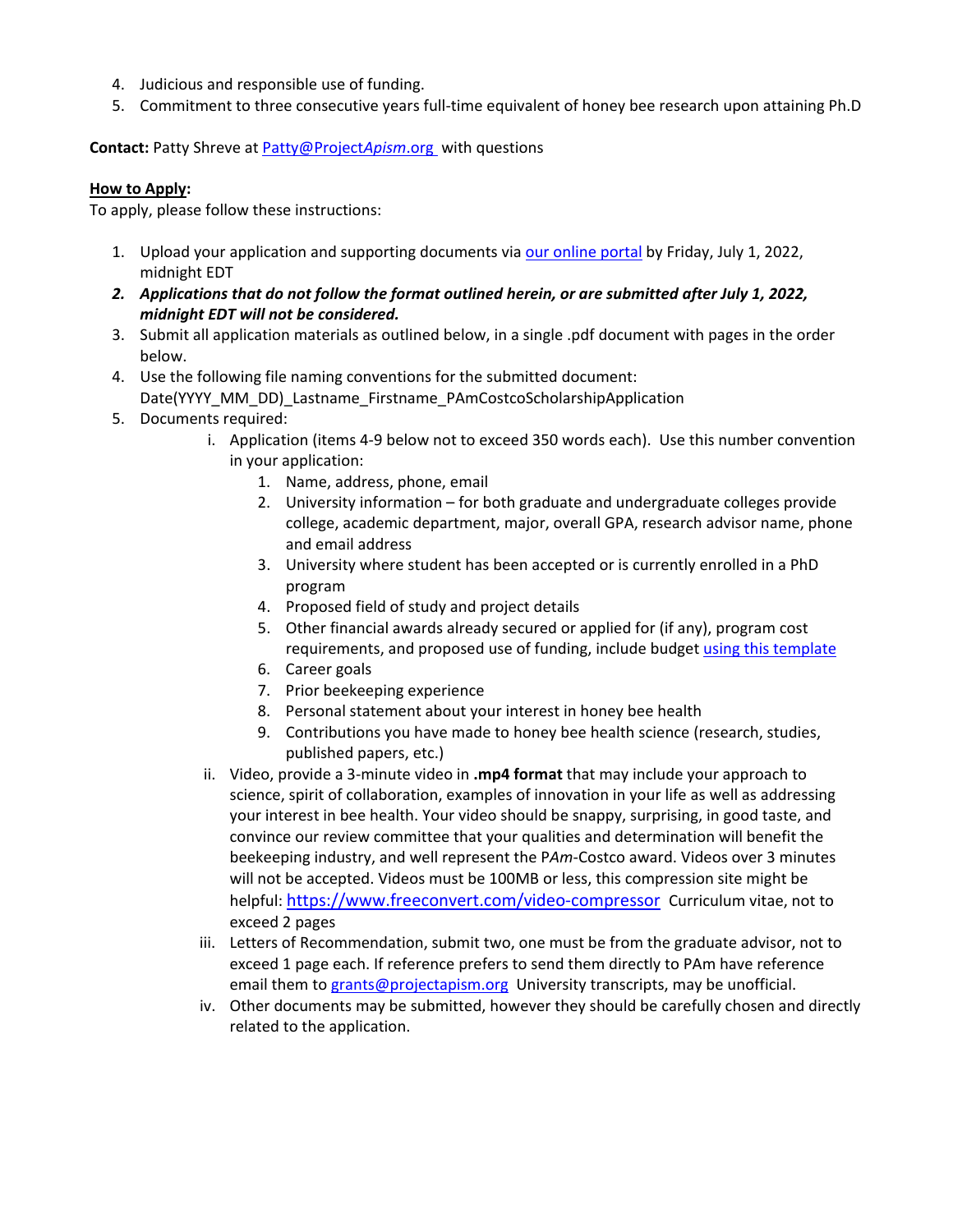4. Judicious and responsible use of funding.
5. Commitment to three consecutive years full-time equivalent of honey bee research upon attaining Ph.D

**Contact:** Patty Shreve at Patty@Project*Apism*.org with questions

**How to Apply:**

To apply, please follow these instructions:

1. Upload your application and supporting documents via our online portal by Friday, July 1, 2022, midnight EDT
2. ***Applications that do not follow the format outlined herein, or are submitted after July 1, 2022, midnight EDT will not be considered.***
3. Submit all application materials as outlined below, in a single .pdf document with pages in the order below.
4. Use the following file naming conventions for the submitted document: Date(YYYY_MM_DD)_Lastname_Firstname_PAmCostcoScholarshipApplication
5. Documents required:
   i. Application (items 4-9 below not to exceed 350 words each). Use this number convention in your application:
      1. Name, address, phone, email
      2. University information – for both graduate and undergraduate colleges provide college, academic department, major, overall GPA, research advisor name, phone and email address
      3. University where student has been accepted or is currently enrolled in a PhD program
      4. Proposed field of study and project details
      5. Other financial awards already secured or applied for (if any), program cost requirements, and proposed use of funding, include budget using this template
      6. Career goals
      7. Prior beekeeping experience
      8. Personal statement about your interest in honey bee health
      9. Contributions you have made to honey bee health science (research, studies, published papers, etc.)

   ii. Video, provide a 3-minute video in **.mp4 format** that may include your approach to science, spirit of collaboration, examples of innovation in your life as well as addressing your interest in bee health. Your video should be snappy, surprising, in good taste, and convince our review committee that your qualities and determination will benefit the beekeeping industry, and well represent the P*Am*-Costco award. Videos over 3 minutes will not be accepted. Videos must be 100MB or less, this compression site might be helpful: https://www.freeconvert.com/video-compressor Curriculum vitae, not to exceed 2 pages

   iii. Letters of Recommendation, submit two, one must be from the graduate advisor, not to exceed 1 page each. If reference prefers to send them directly to PAm have reference email them to grants@projectapism.org University transcripts, may be unofficial.

   iv. Other documents may be submitted, however they should be carefully chosen and directly related to the application.